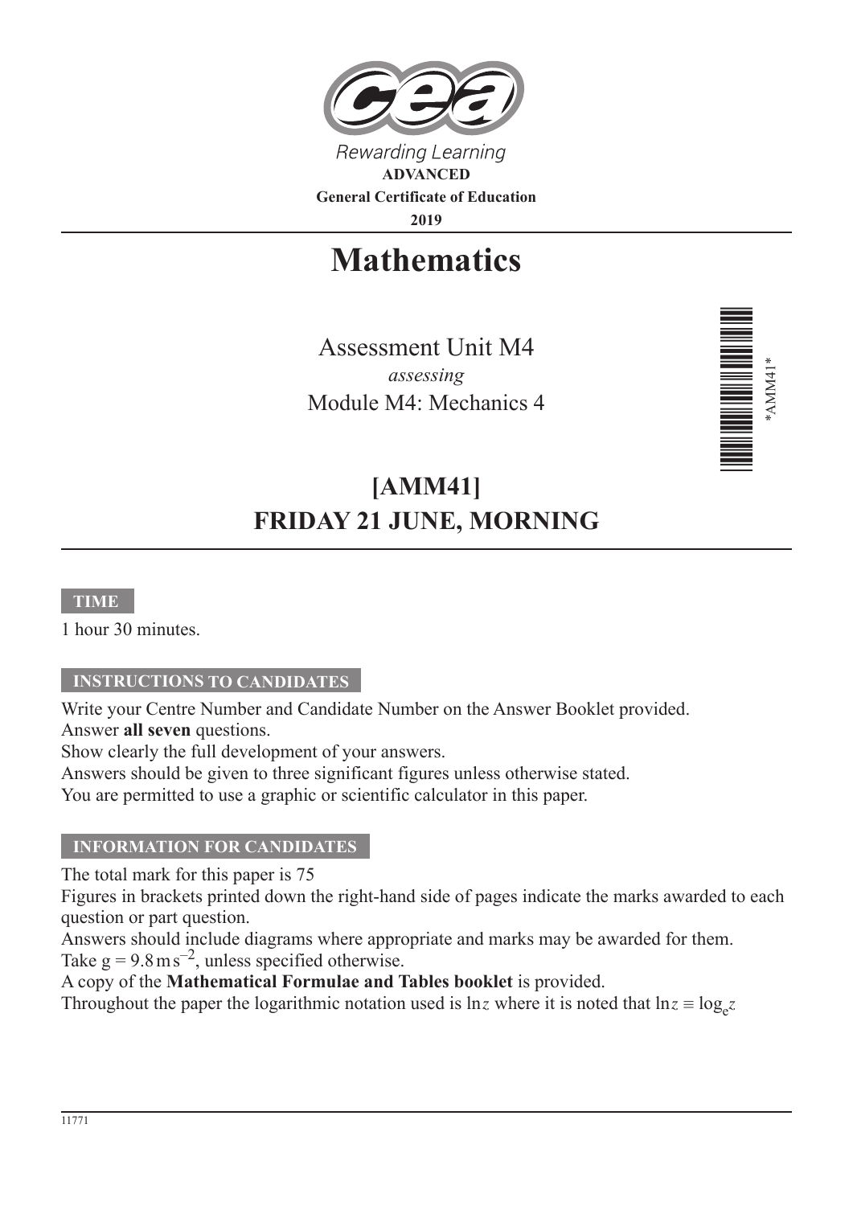Rewarding Learning

**ADVANCED**

**General Certificate of Education**

**2019**

# Mathematics

Assessment Unit M4

*assessing*

Module M4: Mechanics 4

*AMM41*

## [AMM41]

## FRIDAY 21 JUNE, MORNING

**TIME**

1 hour 30 minutes.

**INSTRUCTIONS TO CANDIDATES**

Write your Centre Number and Candidate Number on the Answer Booklet provided.
Answer **all seven** questions.
Show clearly the full development of your answers.
Answers should be given to three significant figures unless otherwise stated.
You are permitted to use a graphic or scientific calculator in this paper.

**INFORMATION FOR CANDIDATES**

The total mark for this paper is 75
Figures in brackets printed down the right-hand side of pages indicate the marks awarded to each question or part question.
Answers should include diagrams where appropriate and marks may be awarded for them.
Take $g = 9.8\,\text{m}\,\text{s}^{-2}$, unless specified otherwise.
A copy of the **Mathematical Formulae and Tables booklet** is provided.
Throughout the paper the logarithmic notation used is $\ln z$ where it is noted that $\ln z \equiv \log_e z$

11771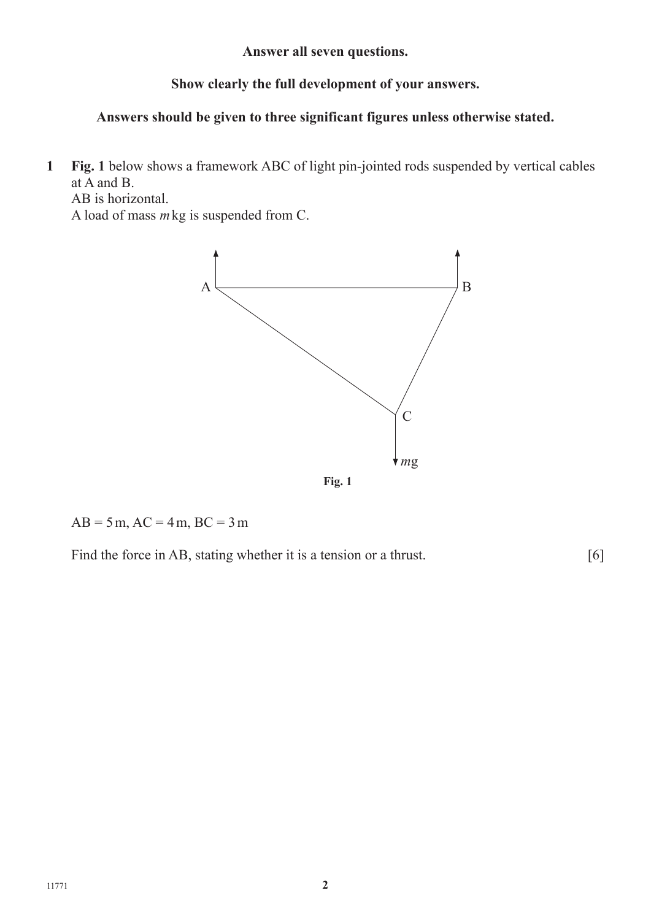**Answer all seven questions.**

**Show clearly the full development of your answers.**

**Answers should be given to three significant figures unless otherwise stated.**

**1** **Fig. 1** below shows a framework ABC of light pin-jointed rods suspended by vertical cables at A and B.
AB is horizontal.
A load of mass $m$ kg is suspended from C.

**Fig. 1**

$AB = 5\,\text{m}$, $AC = 4\,\text{m}$, $BC = 3\,\text{m}$

Find the force in AB, stating whether it is a tension or a thrust. [6]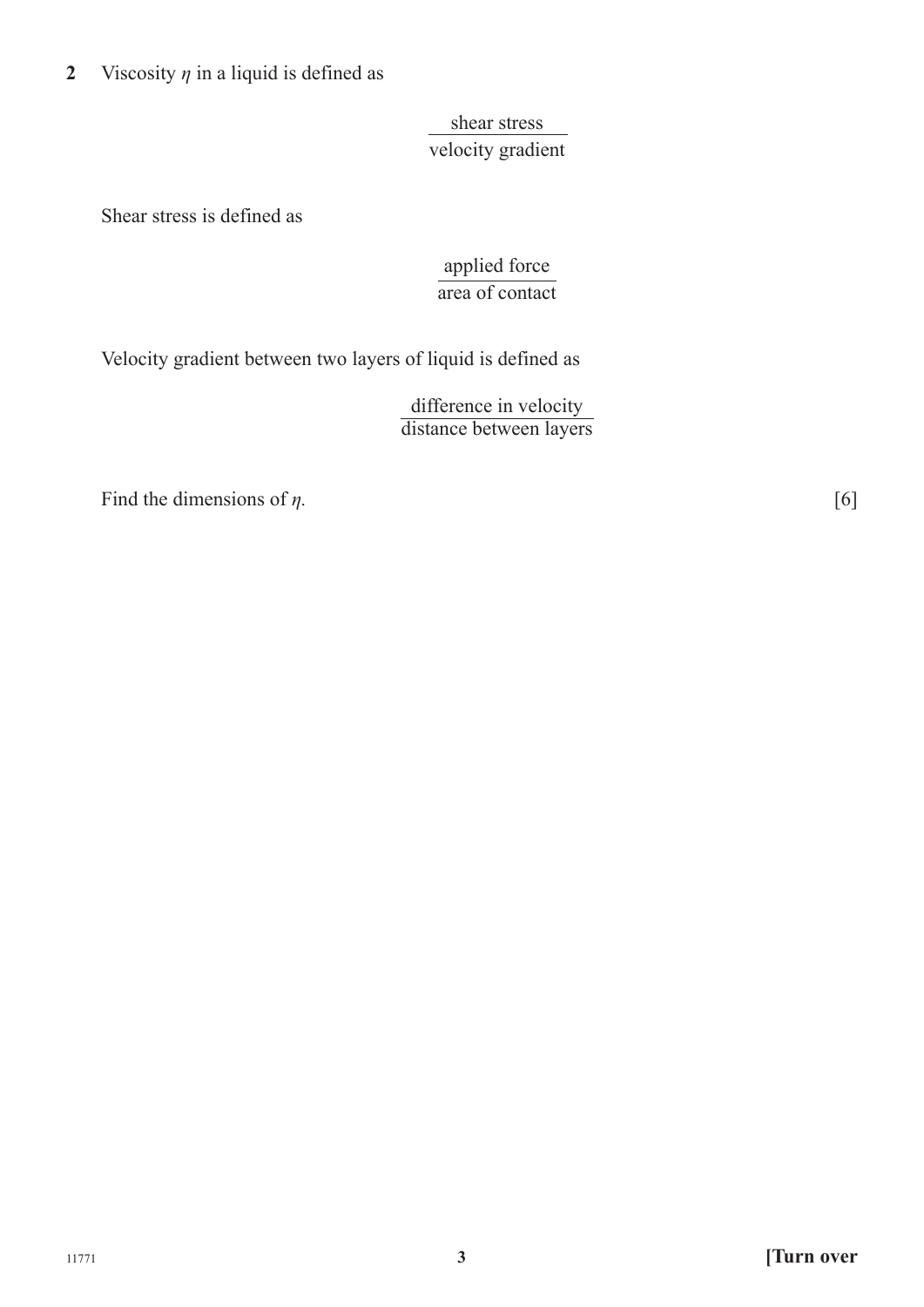**2** Viscosity $\eta$ in a liquid is defined as

$$\frac{\text{shear stress}}{\text{velocity gradient}}$$

Shear stress is defined as

$$\frac{\text{applied force}}{\text{area of contact}}$$

Velocity gradient between two layers of liquid is defined as

$$\frac{\text{difference in velocity}}{\text{distance between layers}}$$

Find the dimensions of $\eta$. [6]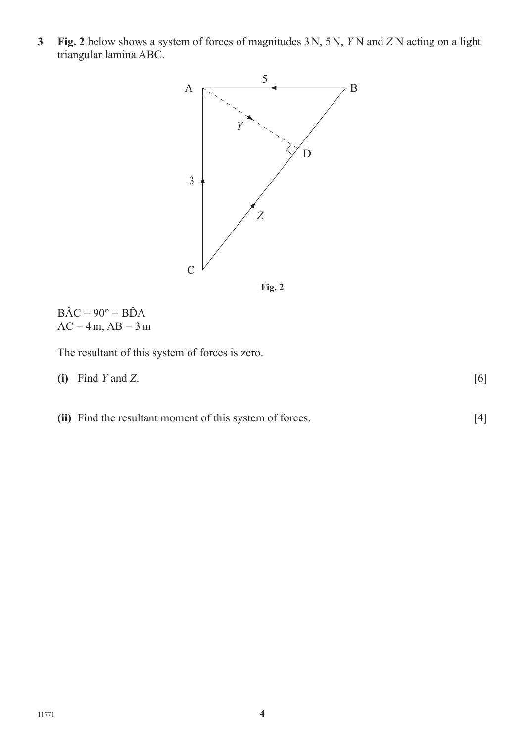**3** **Fig. 2** below shows a system of forces of magnitudes 3 N, 5 N, $Y$ N and $Z$ N acting on a light triangular lamina ABC.

**Fig. 2**

$\mathrm{B\hat{A}C} = 90° = \mathrm{B\hat{D}A}$
$\mathrm{AC} = 4\,\mathrm{m}$, $\mathrm{AB} = 3\,\mathrm{m}$

The resultant of this system of forces is zero.

**(i)** Find $Y$ and $Z$. [6]

**(ii)** Find the resultant moment of this system of forces. [4]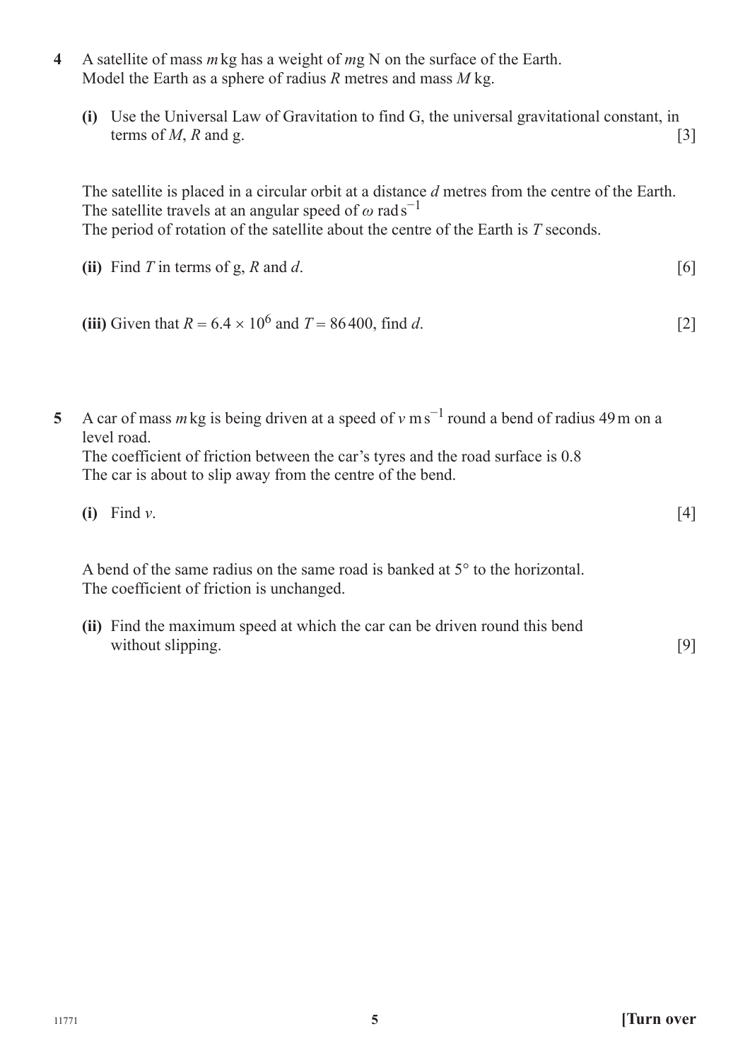**4** A satellite of mass $m$ kg has a weight of $m$g N on the surface of the Earth.
Model the Earth as a sphere of radius $R$ metres and mass $M$ kg.

**(i)** Use the Universal Law of Gravitation to find G, the universal gravitational constant, in terms of $M$, $R$ and g. [3]

The satellite is placed in a circular orbit at a distance $d$ metres from the centre of the Earth.
The satellite travels at an angular speed of $\omega$ rad s$^{-1}$
The period of rotation of the satellite about the centre of the Earth is $T$ seconds.

**(ii)** Find $T$ in terms of g, $R$ and $d$. [6]

**(iii)** Given that $R = 6.4 \times 10^6$ and $T = 86\,400$, find $d$. [2]

**5** A car of mass $m$ kg is being driven at a speed of $v$ m s$^{-1}$ round a bend of radius 49 m on a level road.
The coefficient of friction between the car's tyres and the road surface is 0.8
The car is about to slip away from the centre of the bend.

**(i)** Find $v$. [4]

A bend of the same radius on the same road is banked at 5° to the horizontal.
The coefficient of friction is unchanged.

**(ii)** Find the maximum speed at which the car can be driven round this bend without slipping. [9]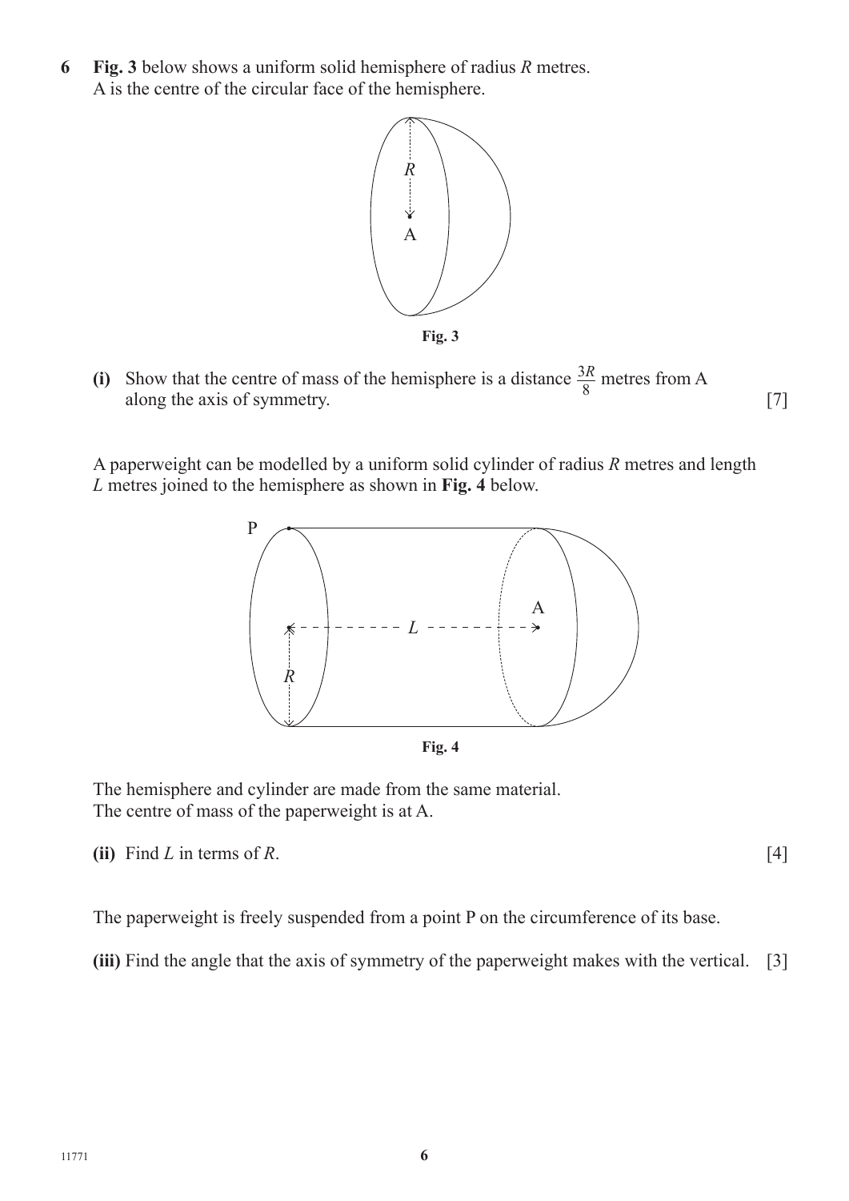**6** **Fig. 3** below shows a uniform solid hemisphere of radius $R$ metres.
A is the centre of the circular face of the hemisphere.

**Fig. 3**

**(i)** Show that the centre of mass of the hemisphere is a distance $\frac{3R}{8}$ metres from A along the axis of symmetry. [7]

A paperweight can be modelled by a uniform solid cylinder of radius $R$ metres and length $L$ metres joined to the hemisphere as shown in **Fig. 4** below.

**Fig. 4**

The hemisphere and cylinder are made from the same material.
The centre of mass of the paperweight is at A.

**(ii)** Find $L$ in terms of $R$. [4]

The paperweight is freely suspended from a point P on the circumference of its base.

**(iii)** Find the angle that the axis of symmetry of the paperweight makes with the vertical. [3]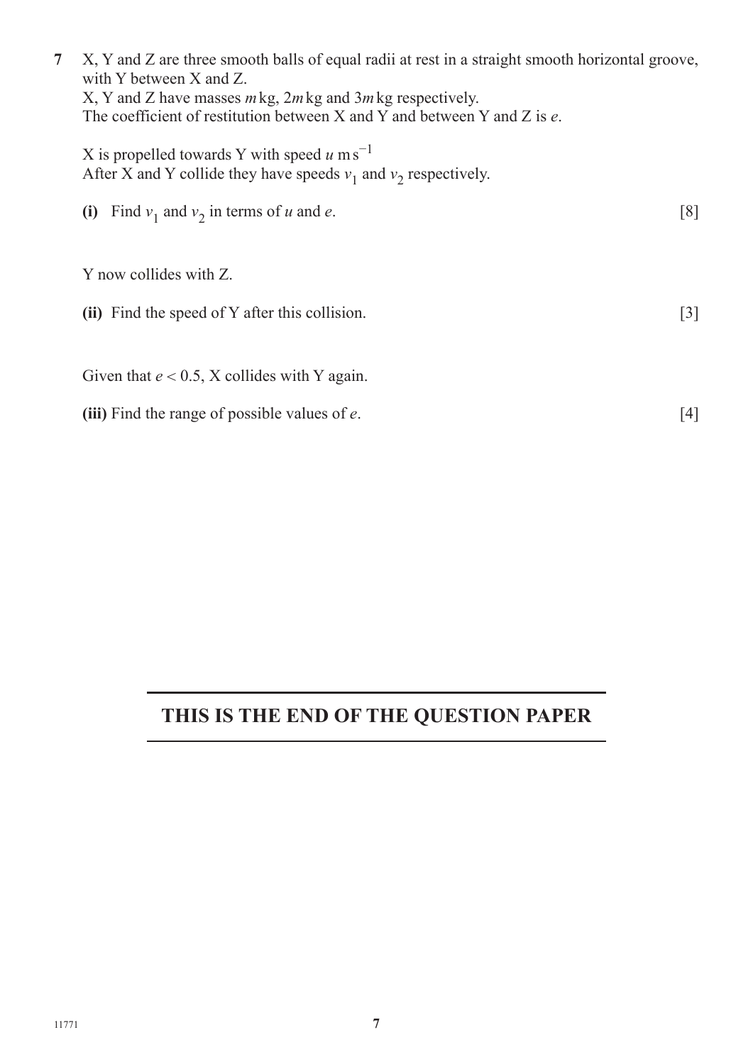**7** X, Y and Z are three smooth balls of equal radii at rest in a straight smooth horizontal groove, with Y between X and Z.
X, Y and Z have masses $m$ kg, $2m$ kg and $3m$ kg respectively.
The coefficient of restitution between X and Y and between Y and Z is $e$.

X is propelled towards Y with speed $u$ m s$^{-1}$
After X and Y collide they have speeds $v_1$ and $v_2$ respectively.

**(i)** Find $v_1$ and $v_2$ in terms of $u$ and $e$. [8]

Y now collides with Z.

**(ii)** Find the speed of Y after this collision. [3]

Given that $e < 0.5$, X collides with Y again.

**(iii)** Find the range of possible values of $e$. [4]

## THIS IS THE END OF THE QUESTION PAPER